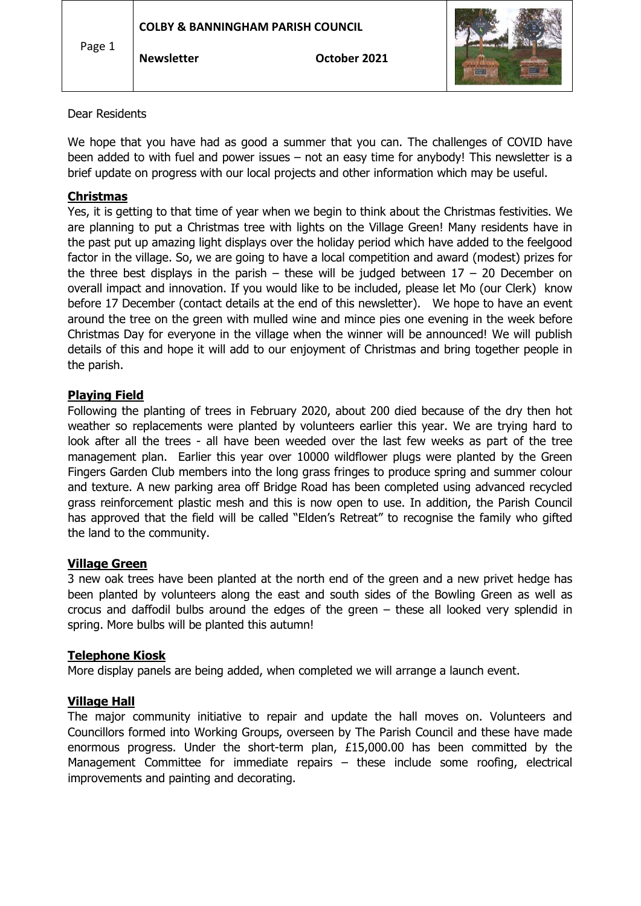# COLBY & BANNINGHAM PARISH COUNCIL

**Newsletter** **October 2021**

Dear Residents

We hope that you have had as good a summer that you can. The challenges of COVID have been added to with fuel and power issues – not an easy time for anybody! This newsletter is a brief update on progress with our local projects and other information which may be useful.

## Christmas

Yes, it is getting to that time of year when we begin to think about the Christmas festivities. We are planning to put a Christmas tree with lights on the Village Green! Many residents have in the past put up amazing light displays over the holiday period which have added to the feelgood factor in the village. So, we are going to have a local competition and award (modest) prizes for the three best displays in the parish – these will be judged between 17 – 20 December on overall impact and innovation. If you would like to be included, please let Mo (our Clerk) know before 17 December (contact details at the end of this newsletter). We hope to have an event around the tree on the green with mulled wine and mince pies one evening in the week before Christmas Day for everyone in the village when the winner will be announced! We will publish details of this and hope it will add to our enjoyment of Christmas and bring together people in the parish.

## Playing Field

Following the planting of trees in February 2020, about 200 died because of the dry then hot weather so replacements were planted by volunteers earlier this year. We are trying hard to look after all the trees - all have been weeded over the last few weeks as part of the tree management plan. Earlier this year over 10000 wildflower plugs were planted by the Green Fingers Garden Club members into the long grass fringes to produce spring and summer colour and texture. A new parking area off Bridge Road has been completed using advanced recycled grass reinforcement plastic mesh and this is now open to use. In addition, the Parish Council has approved that the field will be called "Elden's Retreat" to recognise the family who gifted the land to the community.

## Village Green

3 new oak trees have been planted at the north end of the green and a new privet hedge has been planted by volunteers along the east and south sides of the Bowling Green as well as crocus and daffodil bulbs around the edges of the green – these all looked very splendid in spring. More bulbs will be planted this autumn!

## Telephone Kiosk

More display panels are being added, when completed we will arrange a launch event.

## Village Hall

The major community initiative to repair and update the hall moves on. Volunteers and Councillors formed into Working Groups, overseen by The Parish Council and these have made enormous progress. Under the short-term plan, £15,000.00 has been committed by the Management Committee for immediate repairs – these include some roofing, electrical improvements and painting and decorating.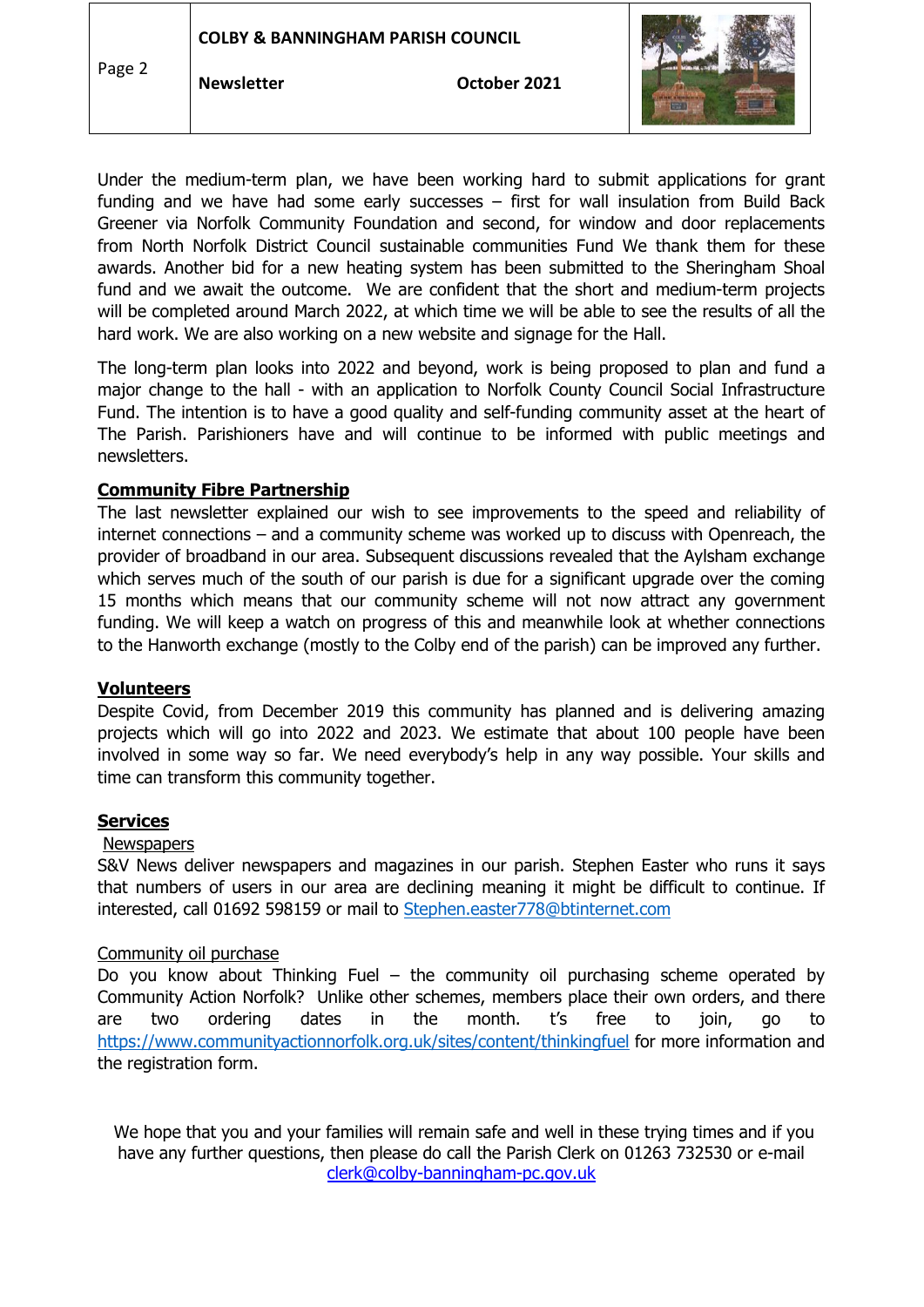Under the medium-term plan, we have been working hard to submit applications for grant funding and we have had some early successes – first for wall insulation from Build Back Greener via Norfolk Community Foundation and second, for window and door replacements from North Norfolk District Council sustainable communities Fund We thank them for these awards. Another bid for a new heating system has been submitted to the Sheringham Shoal fund and we await the outcome. We are confident that the short and medium-term projects will be completed around March 2022, at which time we will be able to see the results of all the hard work. We are also working on a new website and signage for the Hall.

The long-term plan looks into 2022 and beyond, work is being proposed to plan and fund a major change to the hall - with an application to Norfolk County Council Social Infrastructure Fund. The intention is to have a good quality and self-funding community asset at the heart of The Parish. Parishioners have and will continue to be informed with public meetings and newsletters.

## Community Fibre Partnership

The last newsletter explained our wish to see improvements to the speed and reliability of internet connections – and a community scheme was worked up to discuss with Openreach, the provider of broadband in our area. Subsequent discussions revealed that the Aylsham exchange which serves much of the south of our parish is due for a significant upgrade over the coming 15 months which means that our community scheme will not now attract any government funding. We will keep a watch on progress of this and meanwhile look at whether connections to the Hanworth exchange (mostly to the Colby end of the parish) can be improved any further.

## Volunteers

Despite Covid, from December 2019 this community has planned and is delivering amazing projects which will go into 2022 and 2023. We estimate that about 100 people have been involved in some way so far. We need everybody's help in any way possible. Your skills and time can transform this community together.

## Services

### Newspapers

S&V News deliver newspapers and magazines in our parish. Stephen Easter who runs it says that numbers of users in our area are declining meaning it might be difficult to continue. If interested, call 01692 598159 or mail to Stephen.easter778@btinternet.com

### Community oil purchase

Do you know about Thinking Fuel – the community oil purchasing scheme operated by Community Action Norfolk? Unlike other schemes, members place their own orders, and there are two ordering dates in the month. t's free to join, go to https://www.communityactionnorfolk.org.uk/sites/content/thinkingfuel for more information and the registration form.

We hope that you and your families will remain safe and well in these trying times and if you have any further questions, then please do call the Parish Clerk on 01263 732530 or e-mail clerk@colby-banningham-pc.gov.uk